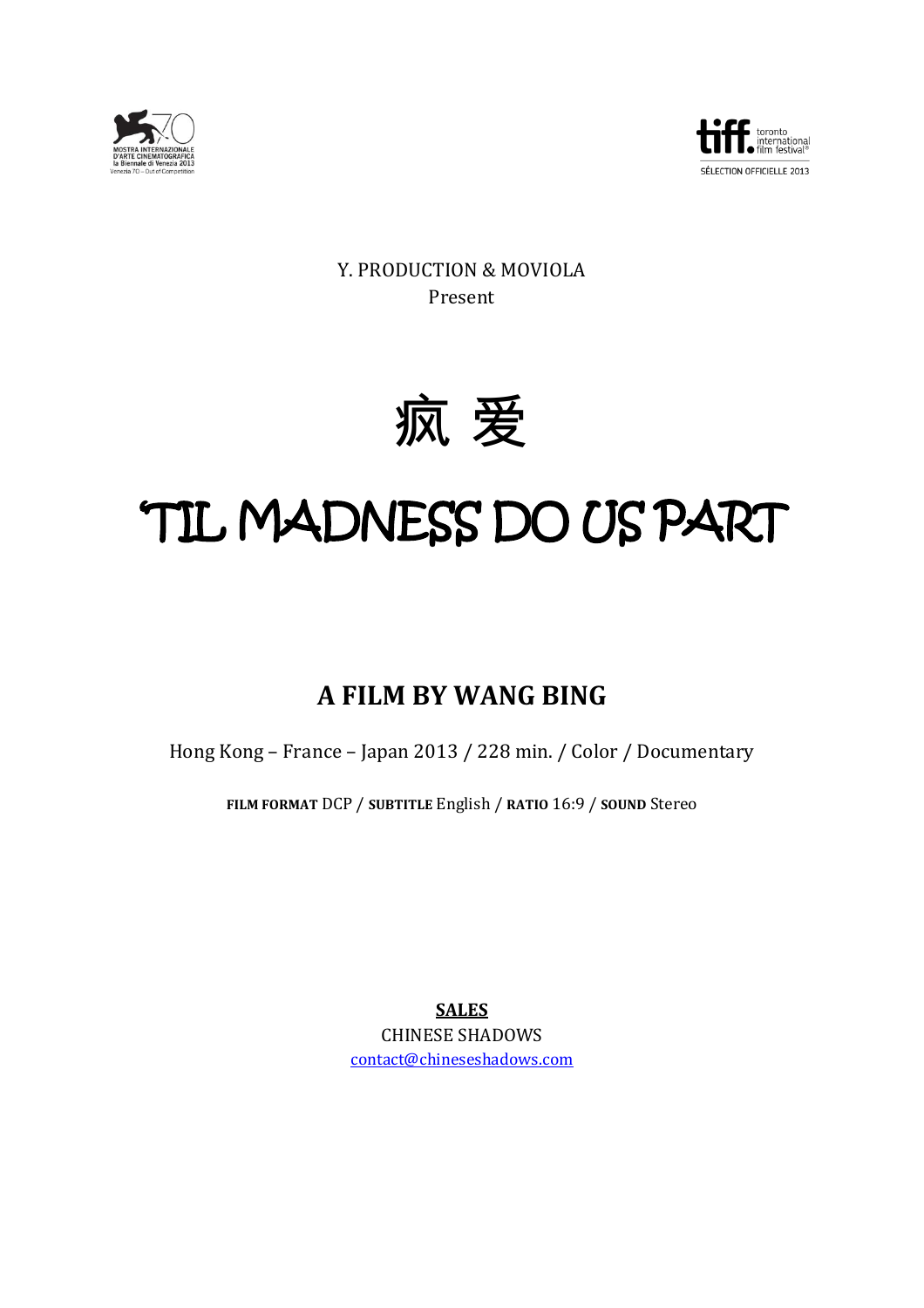MOSTRA INTERNAZIONALE D'ARTE CINEMATOGRAFICA
la Biennale di Venezia 2013
Venezia 70 – Out of Competition

tiff. toronto international film festival®
SÉLECTION OFFICIELLE 2013

Y. PRODUCTION & MOVIOLA
Present

# 疯 爱

# TIL MADNESS DO US PART

## A FILM BY WANG BING

Hong Kong – France – Japan 2013 / 228 min. / Color / Documentary

**FILM FORMAT** DCP / **SUBTITLE** English / **RATIO** 16:9 / **SOUND** Stereo

**SALES**
CHINESE SHADOWS
contact@chineseshadows.com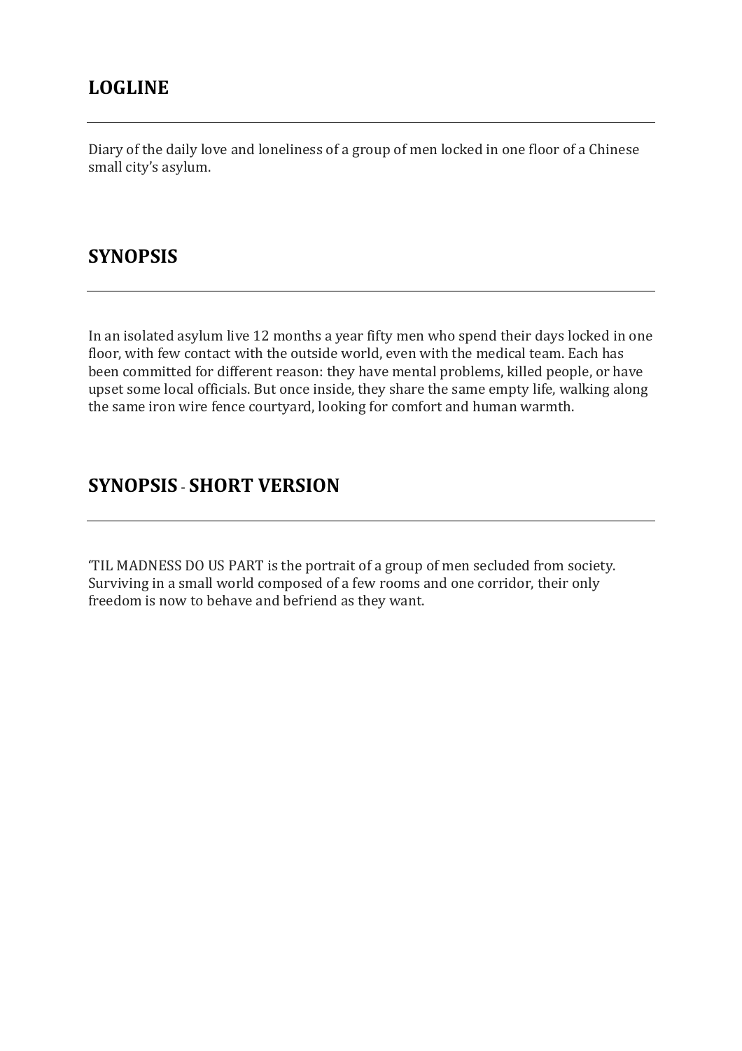## LOGLINE

Diary of the daily love and loneliness of a group of men locked in one floor of a Chinese small city's asylum.

## SYNOPSIS

In an isolated asylum live 12 months a year fifty men who spend their days locked in one floor, with few contact with the outside world, even with the medical team. Each has been committed for different reason: they have mental problems, killed people, or have upset some local officials. But once inside, they share the same empty life, walking along the same iron wire fence courtyard, looking for comfort and human warmth.

## SYNOPSIS - SHORT VERSION

'TIL MADNESS DO US PART is the portrait of a group of men secluded from society. Surviving in a small world composed of a few rooms and one corridor, their only freedom is now to behave and befriend as they want.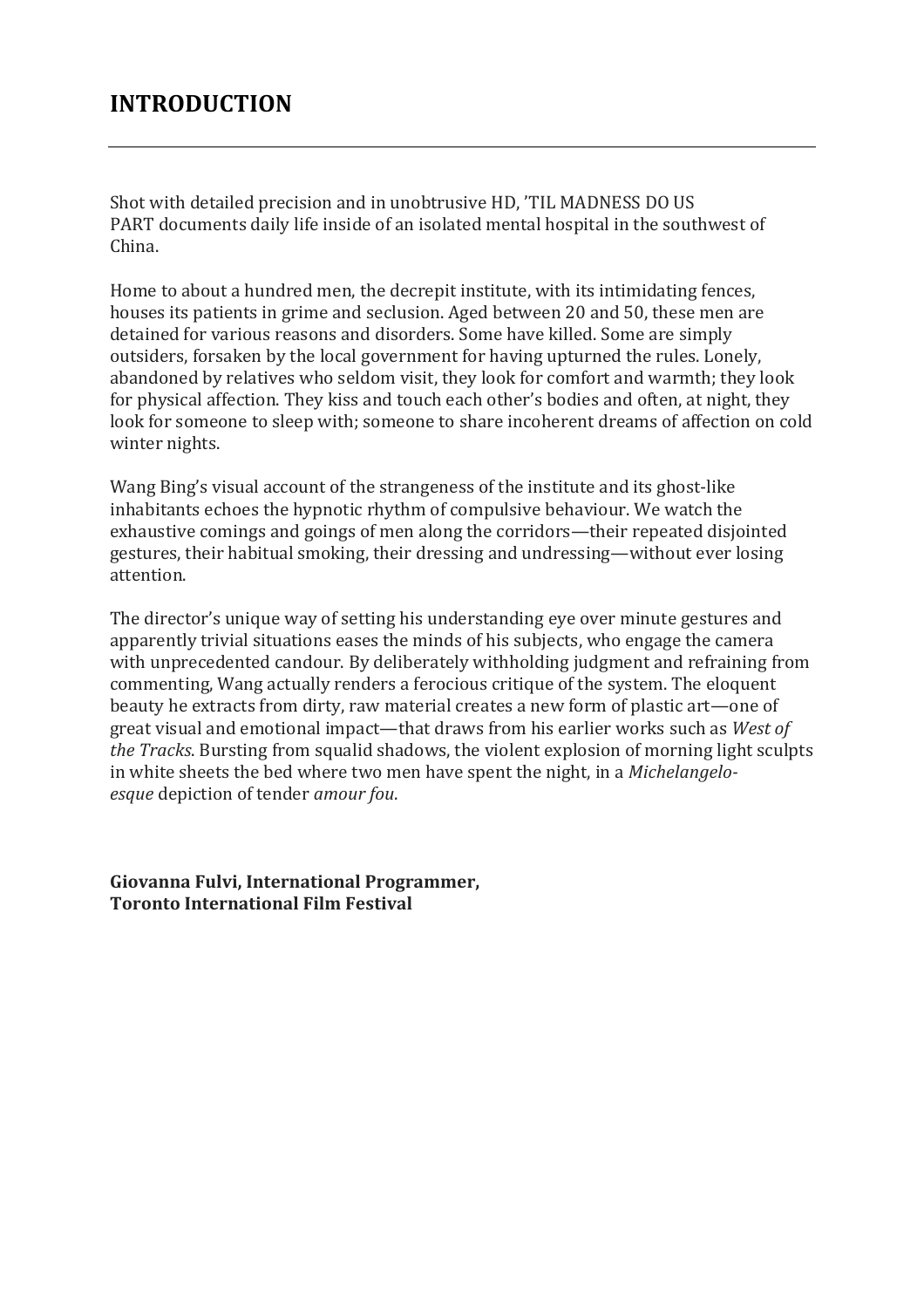# INTRODUCTION

---

Shot with detailed precision and in unobtrusive HD, 'TIL MADNESS DO US PART documents daily life inside of an isolated mental hospital in the southwest of China.

Home to about a hundred men, the decrepit institute, with its intimidating fences, houses its patients in grime and seclusion. Aged between 20 and 50, these men are detained for various reasons and disorders. Some have killed. Some are simply outsiders, forsaken by the local government for having upturned the rules. Lonely, abandoned by relatives who seldom visit, they look for comfort and warmth; they look for physical affection. They kiss and touch each other's bodies and often, at night, they look for someone to sleep with; someone to share incoherent dreams of affection on cold winter nights.

Wang Bing's visual account of the strangeness of the institute and its ghost-like inhabitants echoes the hypnotic rhythm of compulsive behaviour. We watch the exhaustive comings and goings of men along the corridors—their repeated disjointed gestures, their habitual smoking, their dressing and undressing—without ever losing attention.

The director's unique way of setting his understanding eye over minute gestures and apparently trivial situations eases the minds of his subjects, who engage the camera with unprecedented candour. By deliberately withholding judgment and refraining from commenting, Wang actually renders a ferocious critique of the system. The eloquent beauty he extracts from dirty, raw material creates a new form of plastic art—one of great visual and emotional impact—that draws from his earlier works such as *West of the Tracks*. Bursting from squalid shadows, the violent explosion of morning light sculpts in white sheets the bed where two men have spent the night, in a *Michelangelo-esque* depiction of tender *amour fou*.

**Giovanna Fulvi, International Programmer,**
**Toronto International Film Festival**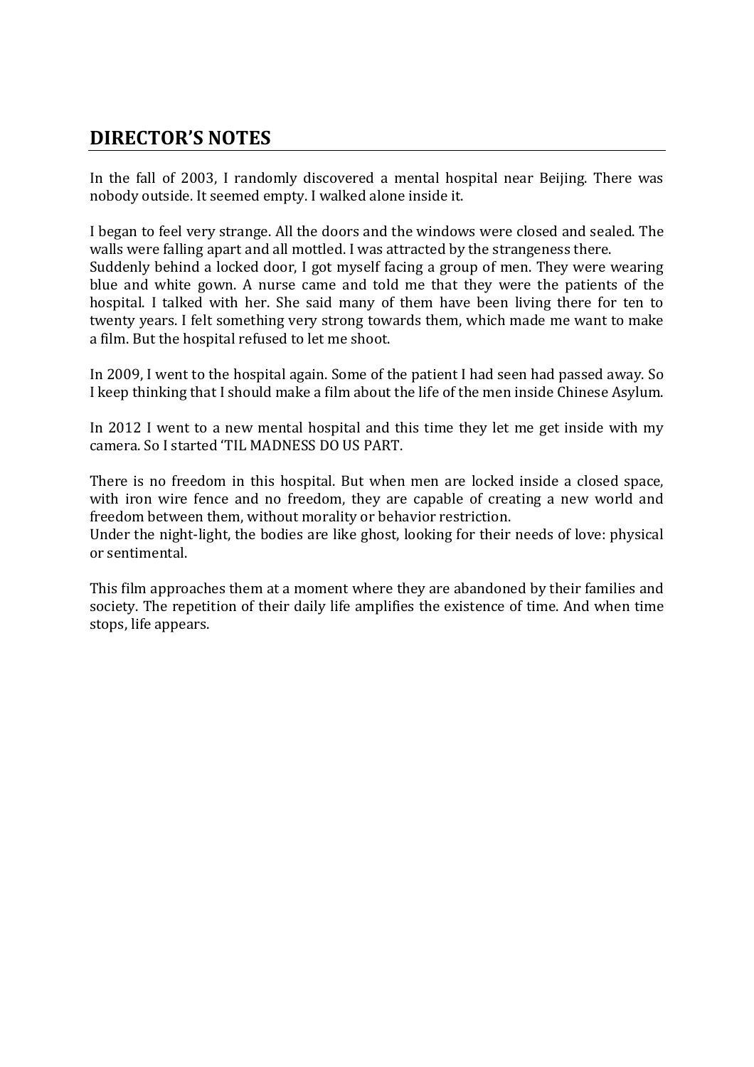## DIRECTOR'S NOTES

In the fall of 2003, I randomly discovered a mental hospital near Beijing. There was nobody outside. It seemed empty. I walked alone inside it.

I began to feel very strange. All the doors and the windows were closed and sealed. The walls were falling apart and all mottled. I was attracted by the strangeness there.
Suddenly behind a locked door, I got myself facing a group of men. They were wearing blue and white gown. A nurse came and told me that they were the patients of the hospital. I talked with her. She said many of them have been living there for ten to twenty years. I felt something very strong towards them, which made me want to make a film. But the hospital refused to let me shoot.

In 2009, I went to the hospital again. Some of the patient I had seen had passed away. So I keep thinking that I should make a film about the life of the men inside Chinese Asylum.

In 2012 I went to a new mental hospital and this time they let me get inside with my camera. So I started 'TIL MADNESS DO US PART.

There is no freedom in this hospital. But when men are locked inside a closed space, with iron wire fence and no freedom, they are capable of creating a new world and freedom between them, without morality or behavior restriction.
Under the night-light, the bodies are like ghost, looking for their needs of love: physical or sentimental.

This film approaches them at a moment where they are abandoned by their families and society. The repetition of their daily life amplifies the existence of time. And when time stops, life appears.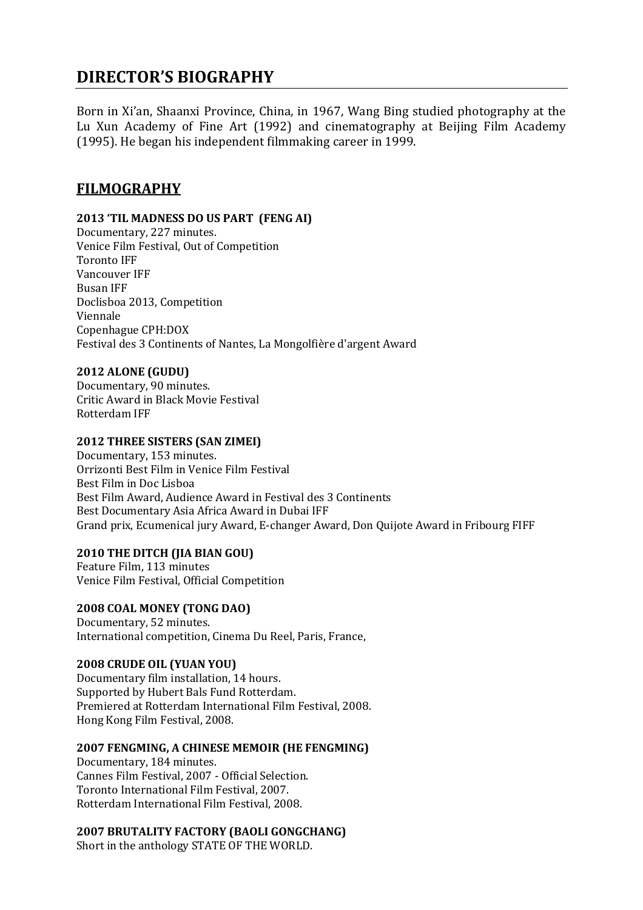## DIRECTOR'S BIOGRAPHY

Born in Xi'an, Shaanxi Province, China, in 1967, Wang Bing studied photography at the Lu Xun Academy of Fine Art (1992) and cinematography at Beijing Film Academy (1995). He began his independent filmmaking career in 1999.

## FILMOGRAPHY

**2013 'TIL MADNESS DO US PART (FENG AI)**
Documentary, 227 minutes.
Venice Film Festival, Out of Competition
Toronto IFF
Vancouver IFF
Busan IFF
Doclisboa 2013, Competition
Viennale
Copenhague CPH:DOX
Festival des 3 Continents of Nantes, La Mongolfière d'argent Award

**2012 ALONE (GUDU)**
Documentary, 90 minutes.
Critic Award in Black Movie Festival
Rotterdam IFF

**2012 THREE SISTERS (SAN ZIMEI)**
Documentary, 153 minutes.
Orrizonti Best Film in Venice Film Festival
Best Film in Doc Lisboa
Best Film Award, Audience Award in Festival des 3 Continents
Best Documentary Asia Africa Award in Dubai IFF
Grand prix, Ecumenical jury Award, E-changer Award, Don Quijote Award in Fribourg FIFF

**2010 THE DITCH (JIA BIAN GOU)**
Feature Film, 113 minutes
Venice Film Festival, Official Competition

**2008 COAL MONEY (TONG DAO)**
Documentary, 52 minutes.
International competition, Cinema Du Reel, Paris, France,

**2008 CRUDE OIL (YUAN YOU)**
Documentary film installation, 14 hours.
Supported by Hubert Bals Fund Rotterdam.
Premiered at Rotterdam International Film Festival, 2008.
Hong Kong Film Festival, 2008.

**2007 FENGMING, A CHINESE MEMOIR (HE FENGMING)**
Documentary, 184 minutes.
Cannes Film Festival, 2007 - Official Selection.
Toronto International Film Festival, 2007.
Rotterdam International Film Festival, 2008.

**2007 BRUTALITY FACTORY (BAOLI GONGCHANG)**
Short in the anthology STATE OF THE WORLD.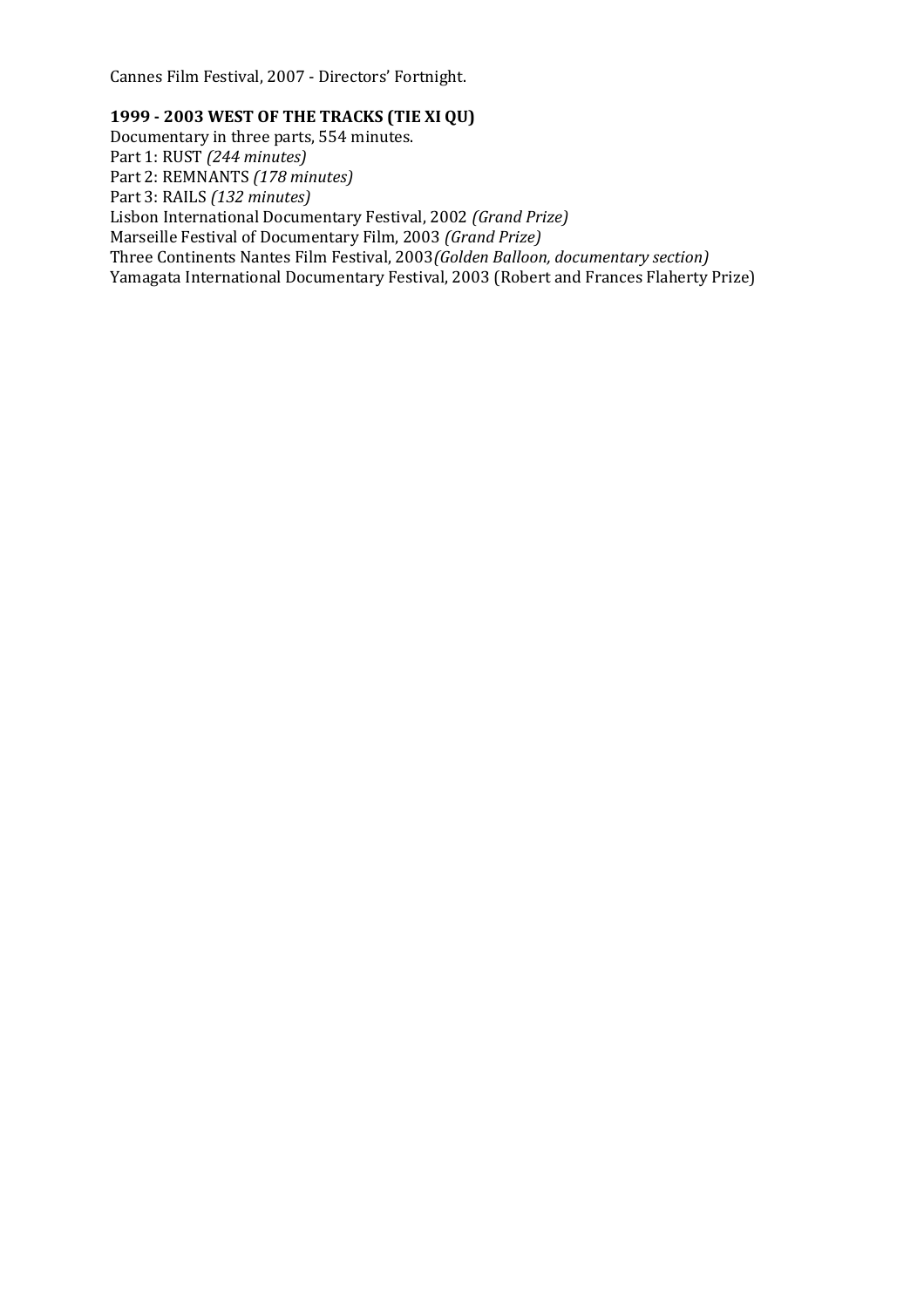Cannes Film Festival, 2007 - Directors' Fortnight.

**1999 - 2003 WEST OF THE TRACKS (TIE XI QU)**

Documentary in three parts, 554 minutes.
Part 1: RUST *(244 minutes)*
Part 2: REMNANTS *(178 minutes)*
Part 3: RAILS *(132 minutes)*
Lisbon International Documentary Festival, 2002 *(Grand Prize)*
Marseille Festival of Documentary Film, 2003 *(Grand Prize)*
Three Continents Nantes Film Festival, 2003*(Golden Balloon, documentary section)*
Yamagata International Documentary Festival, 2003 (Robert and Frances Flaherty Prize)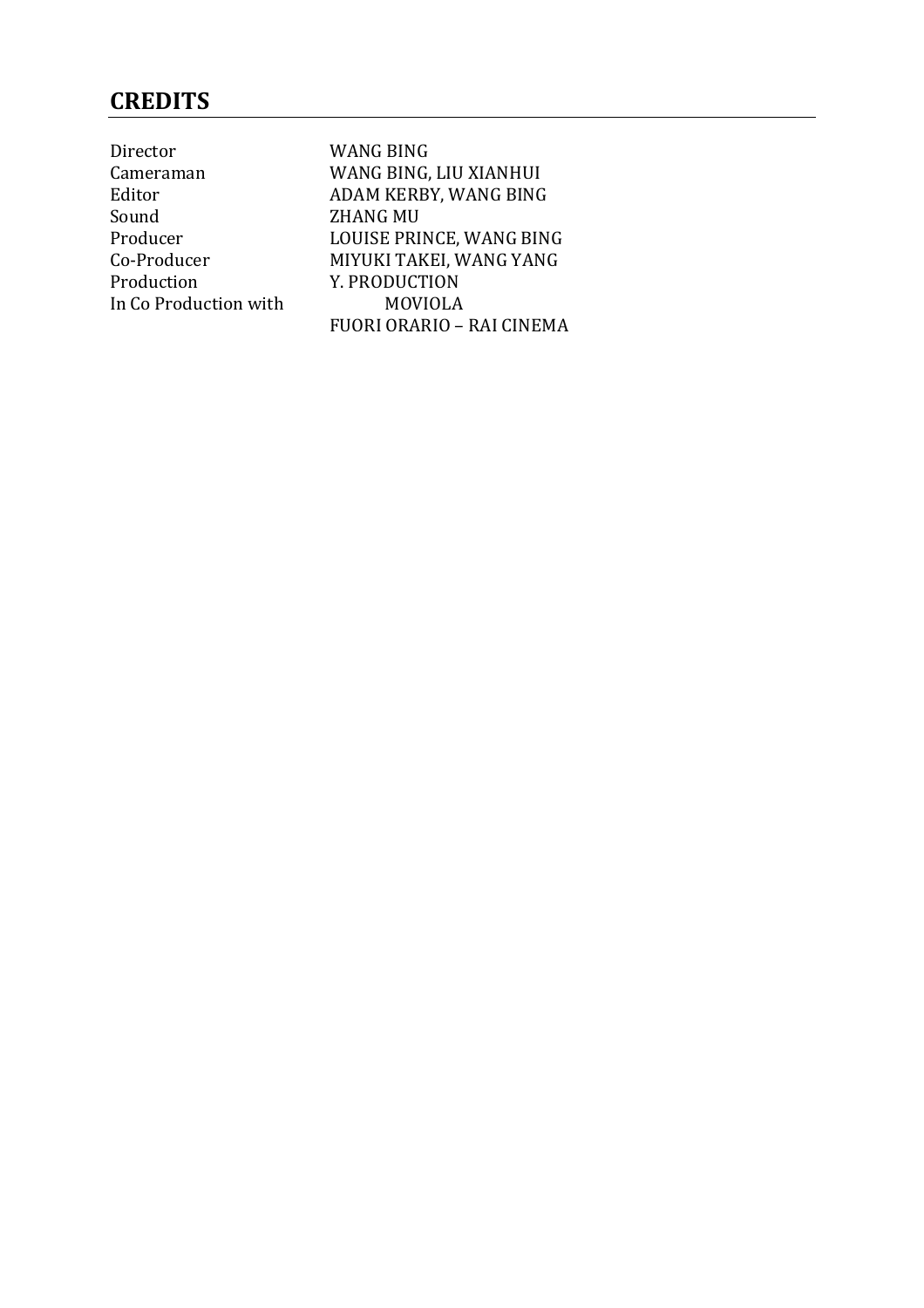## CREDITS

| | |
|---|---|
| Director | WANG BING |
| Cameraman | WANG BING, LIU XIANHUI |
| Editor | ADAM KERBY, WANG BING |
| Sound | ZHANG MU |
| Producer | LOUISE PRINCE, WANG BING |
| Co-Producer | MIYUKI TAKEI, WANG YANG |
| Production | Y. PRODUCTION |
| In Co Production with | MOVIOLA |
| | FUORI ORARIO – RAI CINEMA |